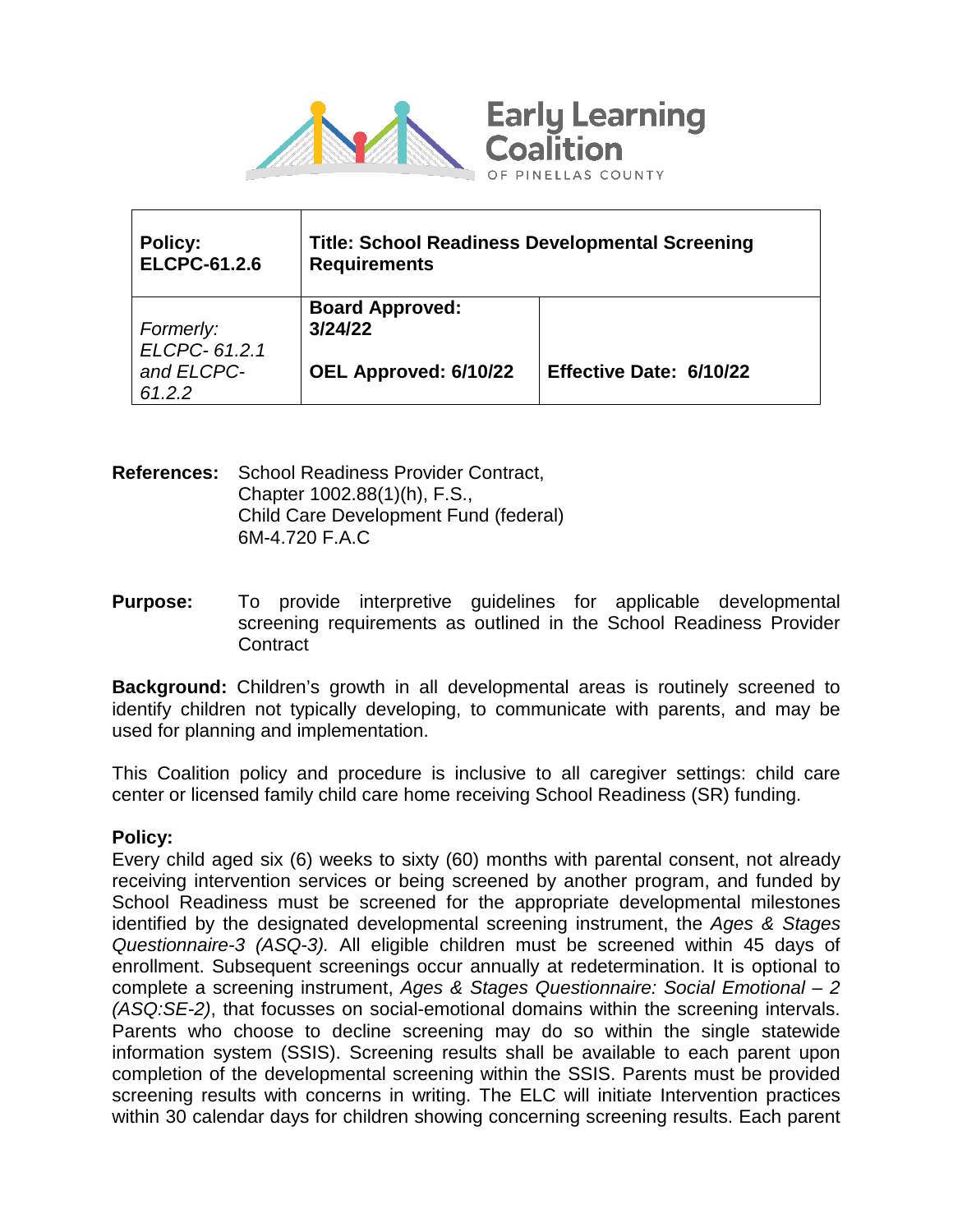Early Learning Coalition
OF PINELLAS COUNTY

| **Policy: ELCPC-61.2.6** | **Title: School Readiness Developmental Screening Requirements** | |
|---|---|---|
| *Formerly: ELCPC- 61.2.1 and ELCPC- 61.2.2* | **Board Approved: 3/24/22**<br><br>**OEL Approved: 6/10/22** | **Effective Date: 6/10/22** |

**References:** School Readiness Provider Contract,
Chapter 1002.88(1)(h), F.S.,
Child Care Development Fund (federal)
6M-4.720 F.A.C

**Purpose:** To provide interpretive guidelines for applicable developmental screening requirements as outlined in the School Readiness Provider Contract

**Background:** Children's growth in all developmental areas is routinely screened to identify children not typically developing, to communicate with parents, and may be used for planning and implementation.

This Coalition policy and procedure is inclusive to all caregiver settings: child care center or licensed family child care home receiving School Readiness (SR) funding.

**Policy:**
Every child aged six (6) weeks to sixty (60) months with parental consent, not already receiving intervention services or being screened by another program, and funded by School Readiness must be screened for the appropriate developmental milestones identified by the designated developmental screening instrument, the *Ages & Stages Questionnaire-3 (ASQ-3).* All eligible children must be screened within 45 days of enrollment. Subsequent screenings occur annually at redetermination. It is optional to complete a screening instrument, *Ages & Stages Questionnaire: Social Emotional – 2 (ASQ:SE-2)*, that focusses on social-emotional domains within the screening intervals. Parents who choose to decline screening may do so within the single statewide information system (SSIS). Screening results shall be available to each parent upon completion of the developmental screening within the SSIS. Parents must be provided screening results with concerns in writing. The ELC will initiate Intervention practices within 30 calendar days for children showing concerning screening results. Each parent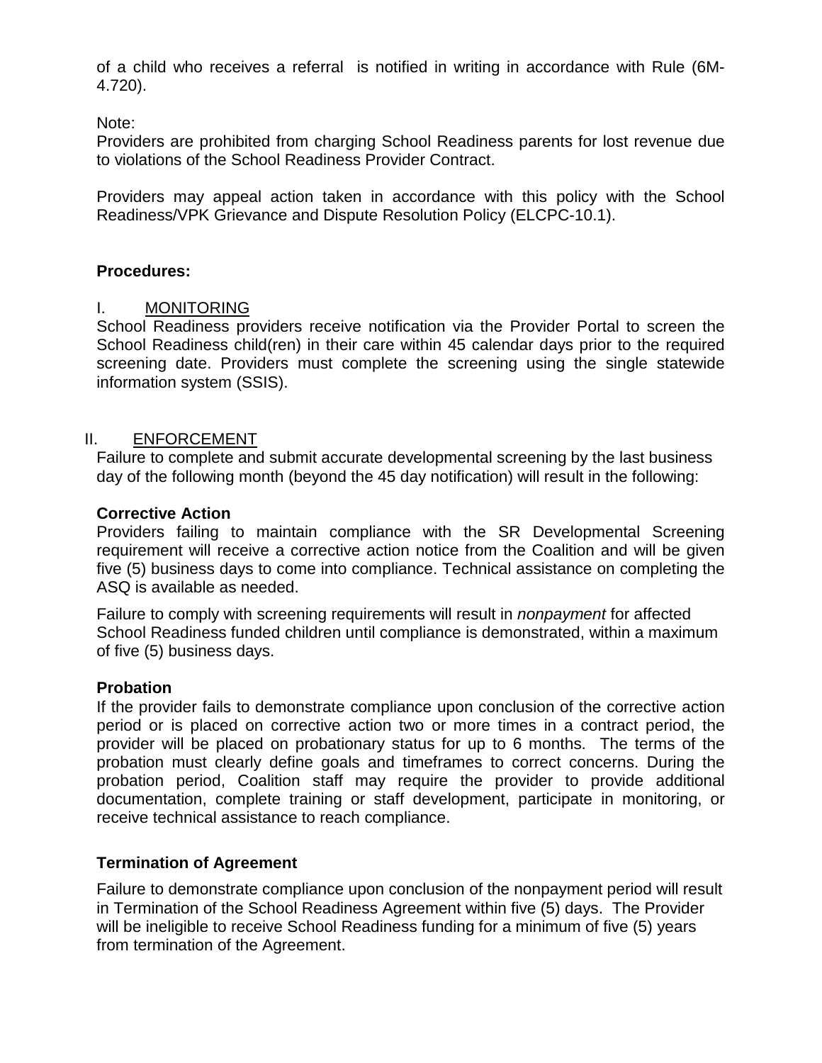of a child who receives a referral is notified in writing in accordance with Rule (6M-4.720).

Note:
Providers are prohibited from charging School Readiness parents for lost revenue due to violations of the School Readiness Provider Contract.

Providers may appeal action taken in accordance with this policy with the School Readiness/VPK Grievance and Dispute Resolution Policy (ELCPC-10.1).

**Procedures:**

I. MONITORING

School Readiness providers receive notification via the Provider Portal to screen the School Readiness child(ren) in their care within 45 calendar days prior to the required screening date. Providers must complete the screening using the single statewide information system (SSIS).

II. ENFORCEMENT

Failure to complete and submit accurate developmental screening by the last business day of the following month (beyond the 45 day notification) will result in the following:

**Corrective Action**

Providers failing to maintain compliance with the SR Developmental Screening requirement will receive a corrective action notice from the Coalition and will be given five (5) business days to come into compliance. Technical assistance on completing the ASQ is available as needed.

Failure to comply with screening requirements will result in *nonpayment* for affected School Readiness funded children until compliance is demonstrated, within a maximum of five (5) business days.

**Probation**

If the provider fails to demonstrate compliance upon conclusion of the corrective action period or is placed on corrective action two or more times in a contract period, the provider will be placed on probationary status for up to 6 months. The terms of the probation must clearly define goals and timeframes to correct concerns. During the probation period, Coalition staff may require the provider to provide additional documentation, complete training or staff development, participate in monitoring, or receive technical assistance to reach compliance.

**Termination of Agreement**

Failure to demonstrate compliance upon conclusion of the nonpayment period will result in Termination of the School Readiness Agreement within five (5) days. The Provider will be ineligible to receive School Readiness funding for a minimum of five (5) years from termination of the Agreement.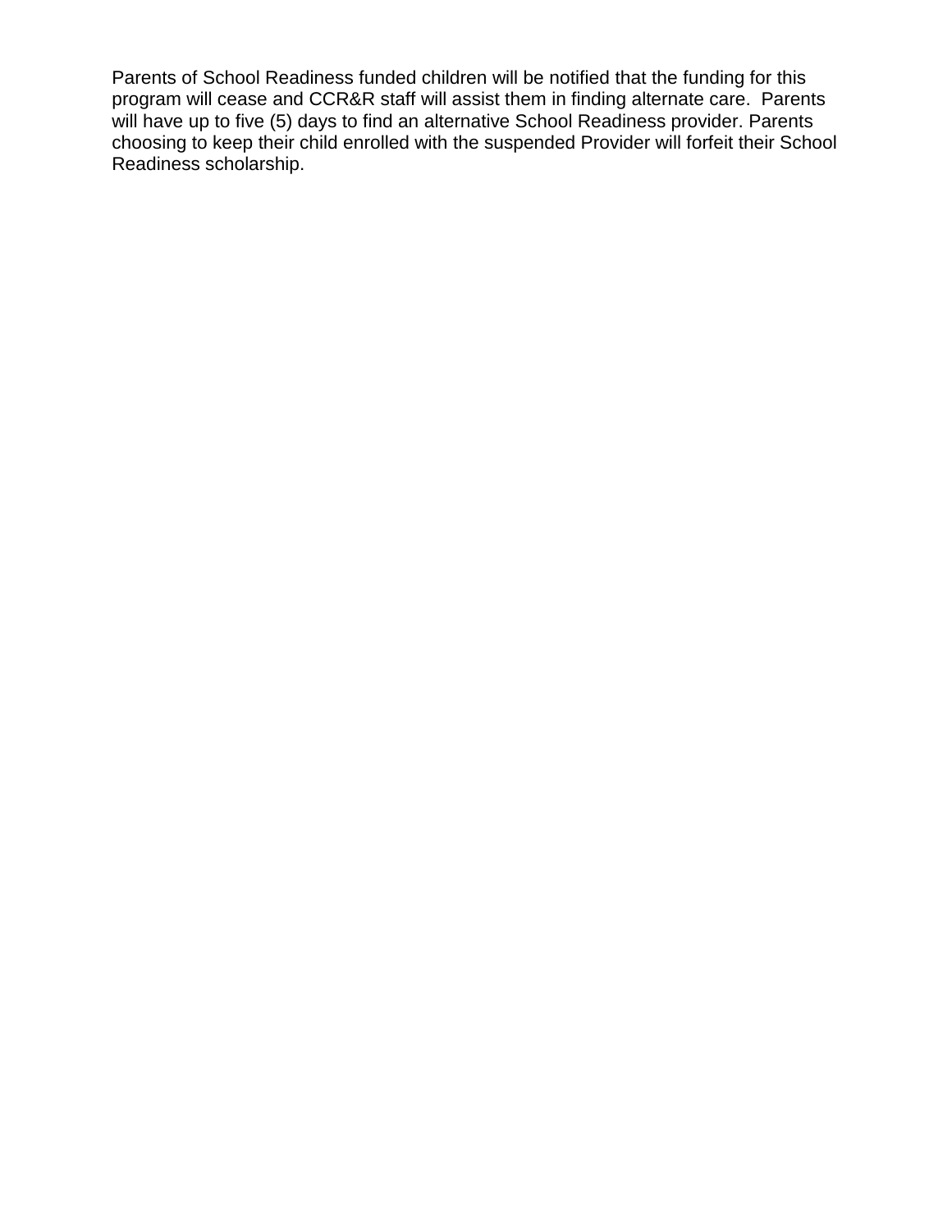Parents of School Readiness funded children will be notified that the funding for this program will cease and CCR&R staff will assist them in finding alternate care.  Parents will have up to five (5) days to find an alternative School Readiness provider. Parents choosing to keep their child enrolled with the suspended Provider will forfeit their School Readiness scholarship.